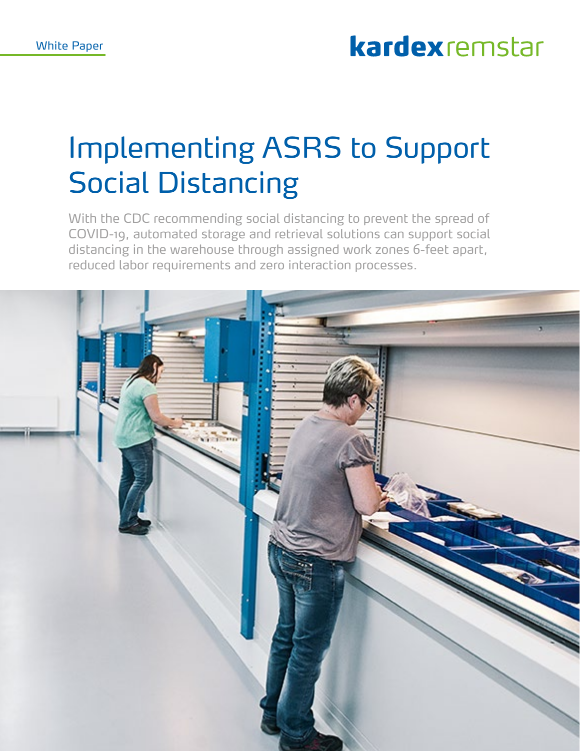White Paper

kardex remstar

# Implementing ASRS to Support Social Distancing

With the CDC recommending social distancing to prevent the spread of COVID-19, automated storage and retrieval solutions can support social distancing in the warehouse through assigned work zones 6-feet apart, reduced labor requirements and zero interaction processes.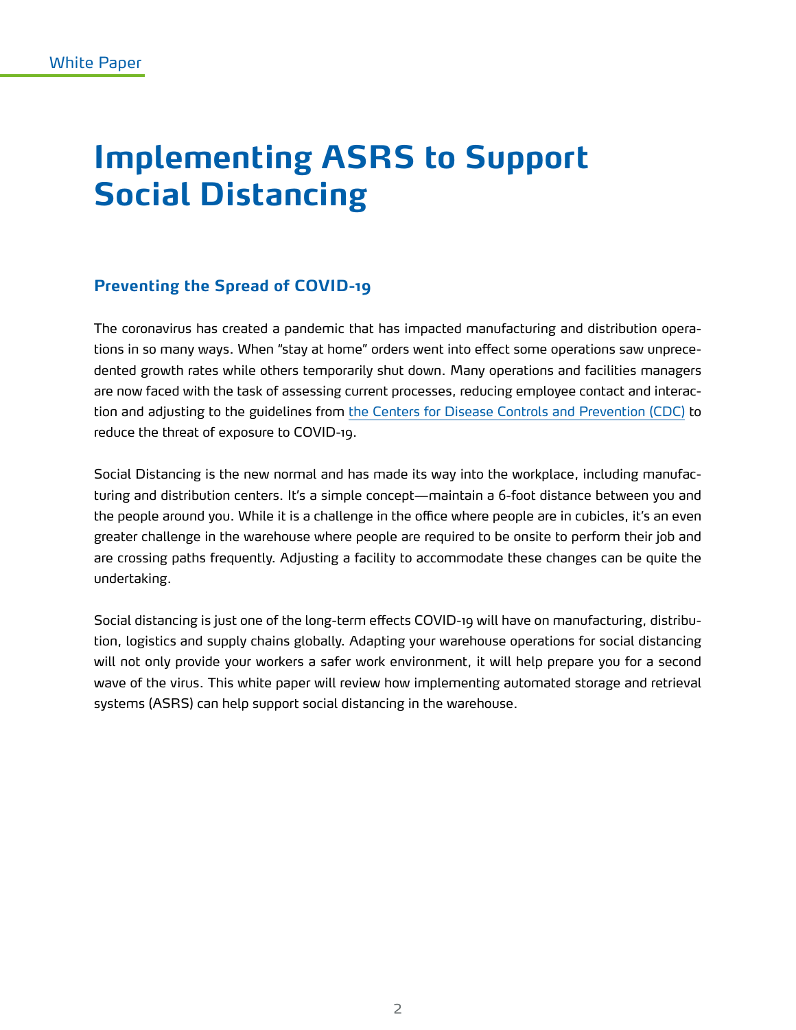White Paper

# Implementing ASRS to Support Social Distancing

## Preventing the Spread of COVID-19

The coronavirus has created a pandemic that has impacted manufacturing and distribution operations in so many ways. When "stay at home" orders went into effect some operations saw unprecedented growth rates while others temporarily shut down. Many operations and facilities managers are now faced with the task of assessing current processes, reducing employee contact and interaction and adjusting to the guidelines from the Centers for Disease Controls and Prevention (CDC) to reduce the threat of exposure to COVID-19.

Social Distancing is the new normal and has made its way into the workplace, including manufacturing and distribution centers. It's a simple concept—maintain a 6-foot distance between you and the people around you. While it is a challenge in the office where people are in cubicles, it's an even greater challenge in the warehouse where people are required to be onsite to perform their job and are crossing paths frequently. Adjusting a facility to accommodate these changes can be quite the undertaking.

Social distancing is just one of the long-term effects COVID-19 will have on manufacturing, distribution, logistics and supply chains globally. Adapting your warehouse operations for social distancing will not only provide your workers a safer work environment, it will help prepare you for a second wave of the virus. This white paper will review how implementing automated storage and retrieval systems (ASRS) can help support social distancing in the warehouse.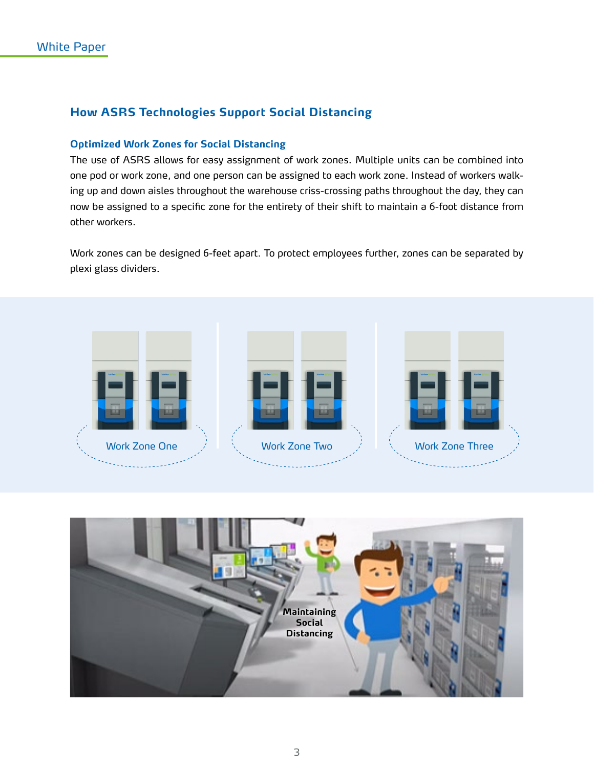## How ASRS Technologies Support Social Distancing

### Optimized Work Zones for Social Distancing

The use of ASRS allows for easy assignment of work zones. Multiple units can be combined into one pod or work zone, and one person can be assigned to each work zone. Instead of workers walking up and down aisles throughout the warehouse criss-crossing paths throughout the day, they can now be assigned to a specific zone for the entirety of their shift to maintain a 6-foot distance from other workers.

Work zones can be designed 6-feet apart. To protect employees further, zones can be separated by plexi glass dividers.

Work Zone One

Work Zone Two

Work Zone Three

Maintaining Social Distancing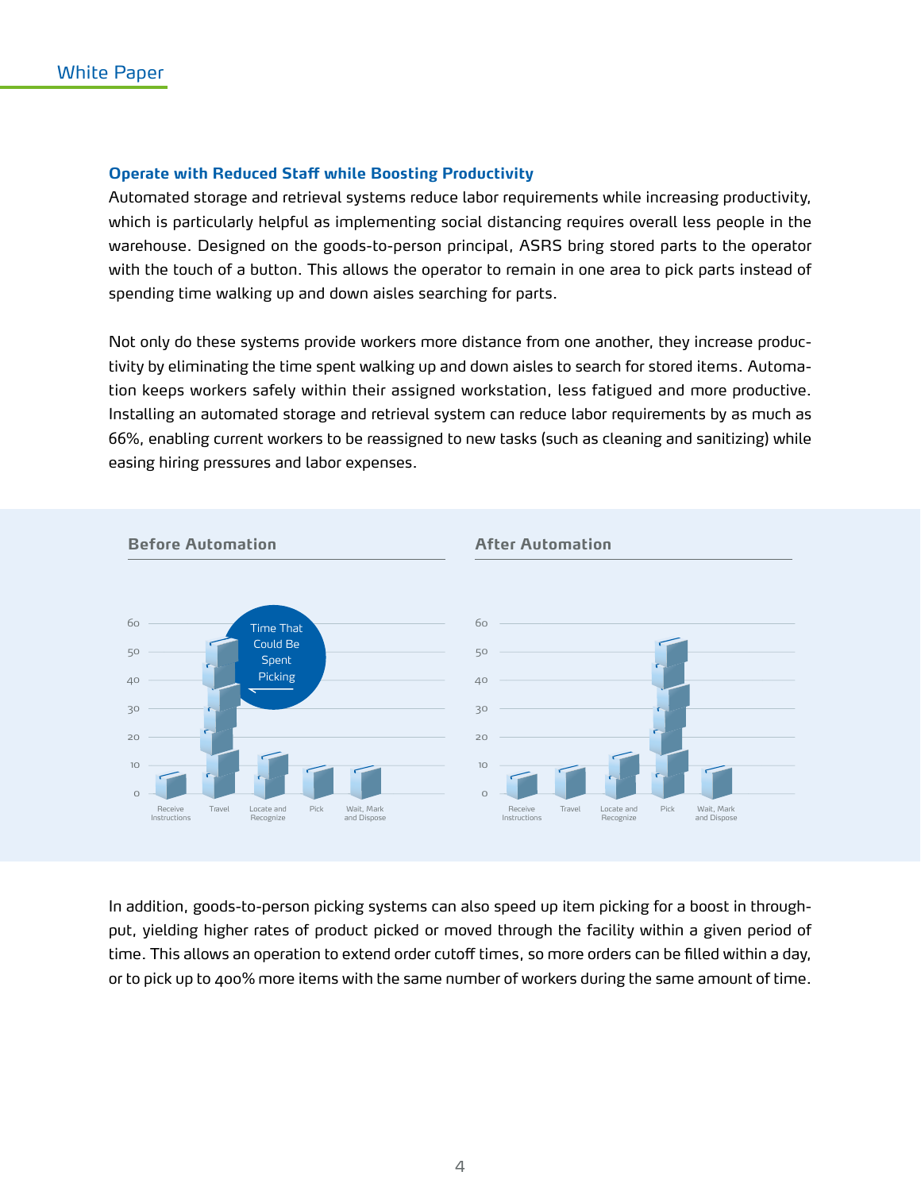## Operate with Reduced Staff while Boosting Productivity

Automated storage and retrieval systems reduce labor requirements while increasing productivity, which is particularly helpful as implementing social distancing requires overall less people in the warehouse. Designed on the goods-to-person principal, ASRS bring stored parts to the operator with the touch of a button. This allows the operator to remain in one area to pick parts instead of spending time walking up and down aisles searching for parts.

Not only do these systems provide workers more distance from one another, they increase productivity by eliminating the time spent walking up and down aisles to search for stored items. Automation keeps workers safely within their assigned workstation, less fatigued and more productive. Installing an automated storage and retrieval system can reduce labor requirements by as much as 66%, enabling current workers to be reassigned to new tasks (such as cleaning and sanitizing) while easing hiring pressures and labor expenses.

**Before Automation**

Time That Could Be Spent Picking

Receive Instructions · Travel · Locate and Recognize · Pick · Wait, Mark and Dispose

**After Automation**

Receive Instructions · Travel · Locate and Recognize · Pick · Wait, Mark and Dispose

In addition, goods-to-person picking systems can also speed up item picking for a boost in throughput, yielding higher rates of product picked or moved through the facility within a given period of time. This allows an operation to extend order cutoff times, so more orders can be filled within a day, or to pick up to 400% more items with the same number of workers during the same amount of time.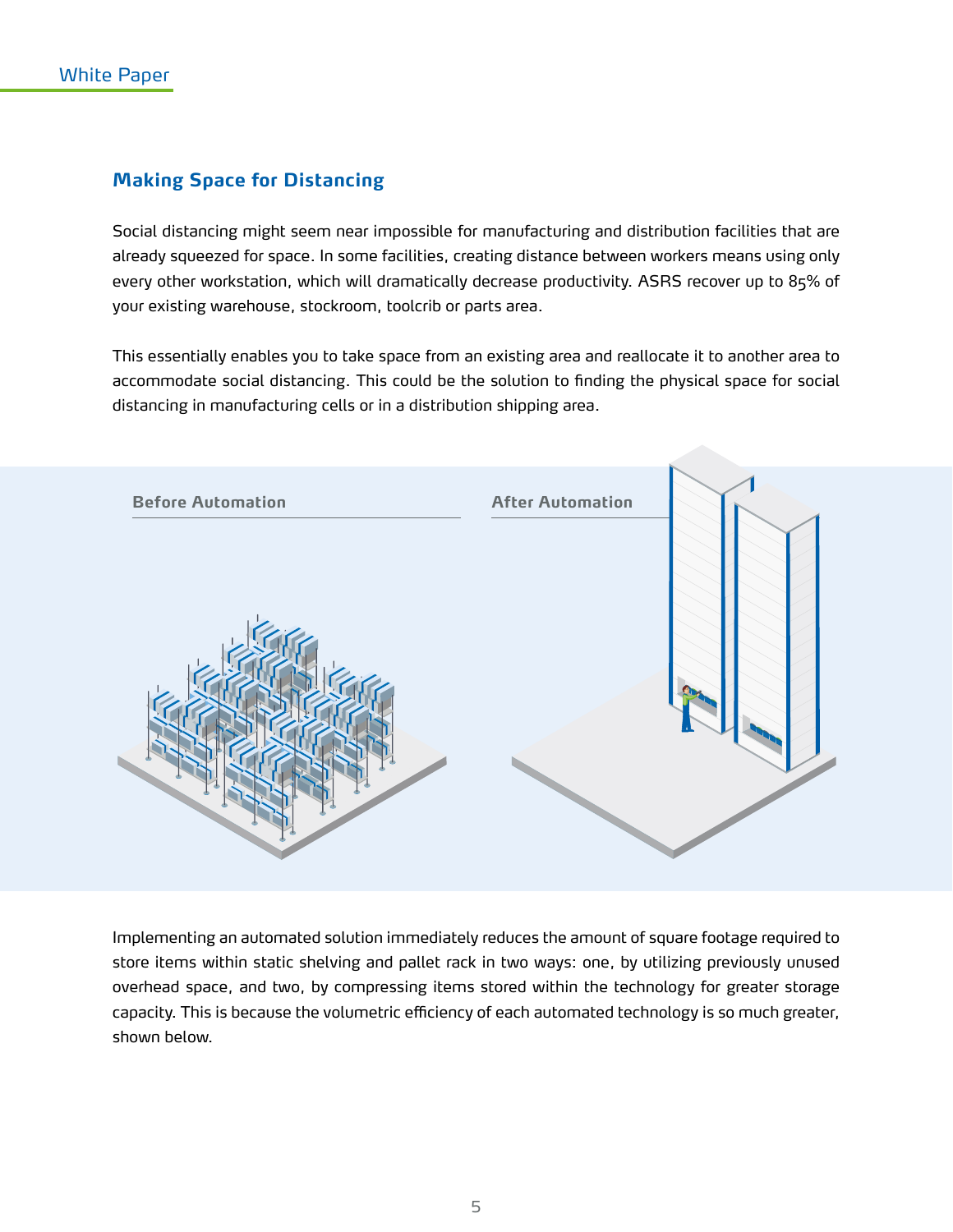## Making Space for Distancing

Social distancing might seem near impossible for manufacturing and distribution facilities that are already squeezed for space. In some facilities, creating distance between workers means using only every other workstation, which will dramatically decrease productivity. ASRS recover up to 85% of your existing warehouse, stockroom, toolcrib or parts area.

This essentially enables you to take space from an existing area and reallocate it to another area to accommodate social distancing. This could be the solution to finding the physical space for social distancing in manufacturing cells or in a distribution shipping area.

**Before Automation**

**After Automation**

Implementing an automated solution immediately reduces the amount of square footage required to store items within static shelving and pallet rack in two ways: one, by utilizing previously unused overhead space, and two, by compressing items stored within the technology for greater storage capacity. This is because the volumetric efficiency of each automated technology is so much greater, shown below.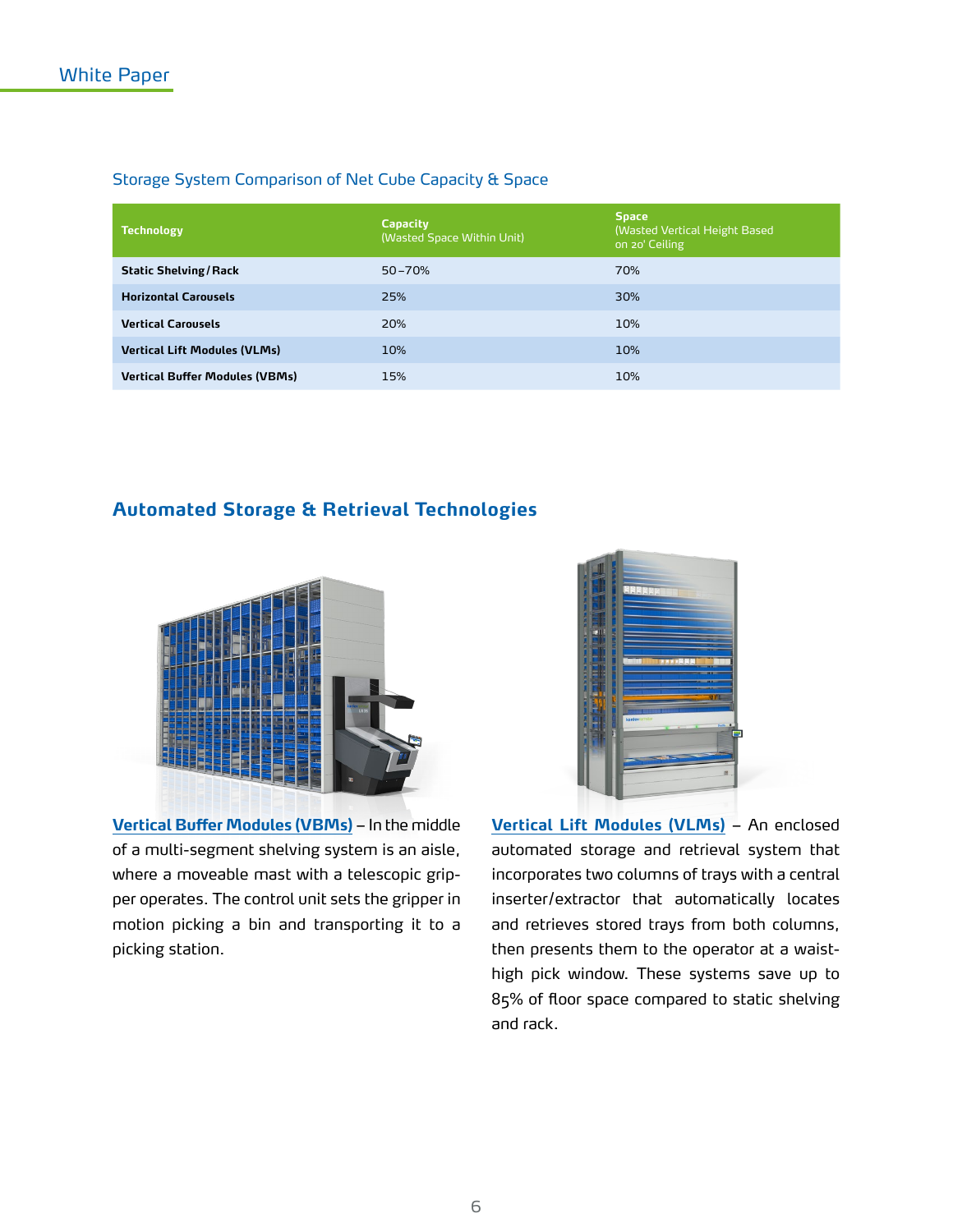### Storage System Comparison of Net Cube Capacity & Space

| Technology | Capacity (Wasted Space Within Unit) | Space (Wasted Vertical Height Based on 20' Ceiling |
|---|---|---|
| Static Shelving/Rack | 50–70% | 70% |
| Horizontal Carousels | 25% | 30% |
| Vertical Carousels | 20% | 10% |
| Vertical Lift Modules (VLMs) | 10% | 10% |
| Vertical Buffer Modules (VBMs) | 15% | 10% |

## Automated Storage & Retrieval Technologies

**Vertical Buffer Modules (VBMs)** – In the middle of a multi-segment shelving system is an aisle, where a moveable mast with a telescopic gripper operates. The control unit sets the gripper in motion picking a bin and transporting it to a picking station.

**Vertical Lift Modules (VLMs)** – An enclosed automated storage and retrieval system that incorporates two columns of trays with a central inserter/extractor that automatically locates and retrieves stored trays from both columns, then presents them to the operator at a waist-high pick window. These systems save up to 85% of floor space compared to static shelving and rack.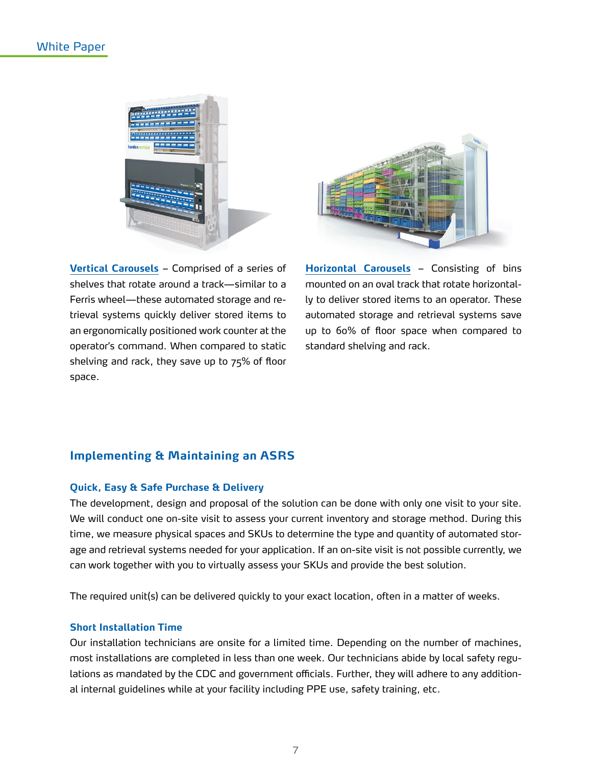**Vertical Carousels** – Comprised of a series of shelves that rotate around a track—similar to a Ferris wheel—these automated storage and retrieval systems quickly deliver stored items to an ergonomically positioned work counter at the operator's command. When compared to static shelving and rack, they save up to 75% of floor space.

**Horizontal Carousels** – Consisting of bins mounted on an oval track that rotate horizontally to deliver stored items to an operator. These automated storage and retrieval systems save up to 60% of floor space when compared to standard shelving and rack.

## Implementing & Maintaining an ASRS

### Quick, Easy & Safe Purchase & Delivery

The development, design and proposal of the solution can be done with only one visit to your site. We will conduct one on-site visit to assess your current inventory and storage method. During this time, we measure physical spaces and SKUs to determine the type and quantity of automated storage and retrieval systems needed for your application. If an on-site visit is not possible currently, we can work together with you to virtually assess your SKUs and provide the best solution.

The required unit(s) can be delivered quickly to your exact location, often in a matter of weeks.

### Short Installation Time

Our installation technicians are onsite for a limited time. Depending on the number of machines, most installations are completed in less than one week. Our technicians abide by local safety regulations as mandated by the CDC and government officials. Further, they will adhere to any additional internal guidelines while at your facility including PPE use, safety training, etc.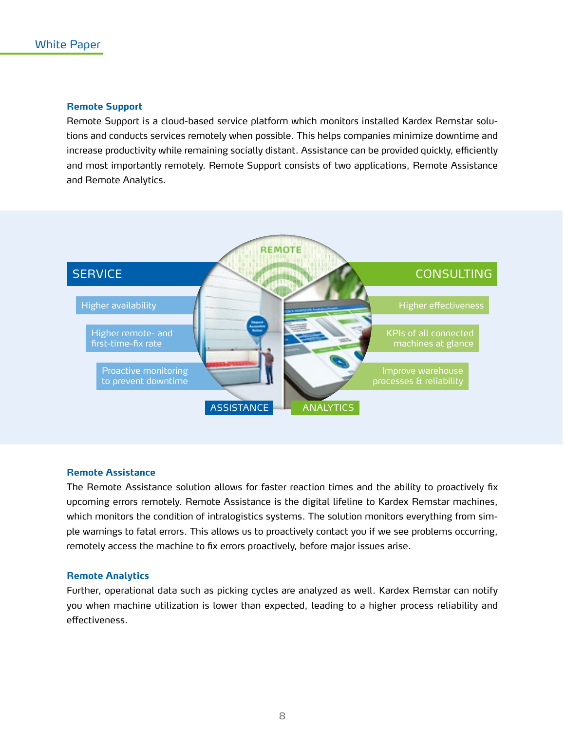## Remote Support

Remote Support is a cloud-based service platform which monitors installed Kardex Remstar solutions and conducts services remotely when possible. This helps companies minimize downtime and increase productivity while remaining socially distant. Assistance can be provided quickly, efficiently and most importantly remotely. Remote Support consists of two applications, Remote Assistance and Remote Analytics.

REMOTE

**SERVICE**

- Higher availability
- Higher remote- and first-time-fix rate
- Proactive monitoring to prevent downtime

**CONSULTING**

- Higher effectiveness
- KPIs of all connected machines at glance
- Improve warehouse processes & reliability

ASSISTANCE | ANALYTICS

## Remote Assistance

The Remote Assistance solution allows for faster reaction times and the ability to proactively fix upcoming errors remotely. Remote Assistance is the digital lifeline to Kardex Remstar machines, which monitors the condition of intralogistics systems. The solution monitors everything from simple warnings to fatal errors. This allows us to proactively contact you if we see problems occurring, remotely access the machine to fix errors proactively, before major issues arise.

## Remote Analytics

Further, operational data such as picking cycles are analyzed as well. Kardex Remstar can notify you when machine utilization is lower than expected, leading to a higher process reliability and effectiveness.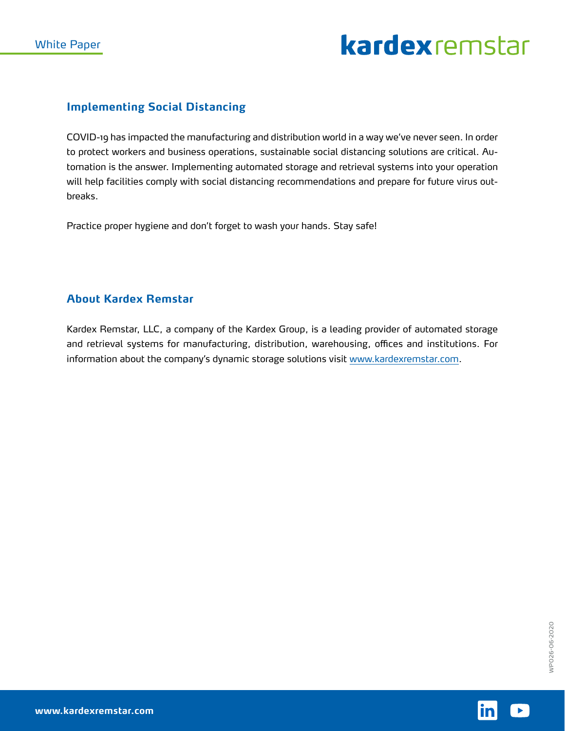## Implementing Social Distancing

COVID-19 has impacted the manufacturing and distribution world in a way we've never seen. In order to protect workers and business operations, sustainable social distancing solutions are critical. Automation is the answer. Implementing automated storage and retrieval systems into your operation will help facilities comply with social distancing recommendations and prepare for future virus outbreaks.

Practice proper hygiene and don't forget to wash your hands. Stay safe!

## About Kardex Remstar

Kardex Remstar, LLC, a company of the Kardex Group, is a leading provider of automated storage and retrieval systems for manufacturing, distribution, warehousing, offices and institutions. For information about the company's dynamic storage solutions visit www.kardexremstar.com.

WP026-06-2020